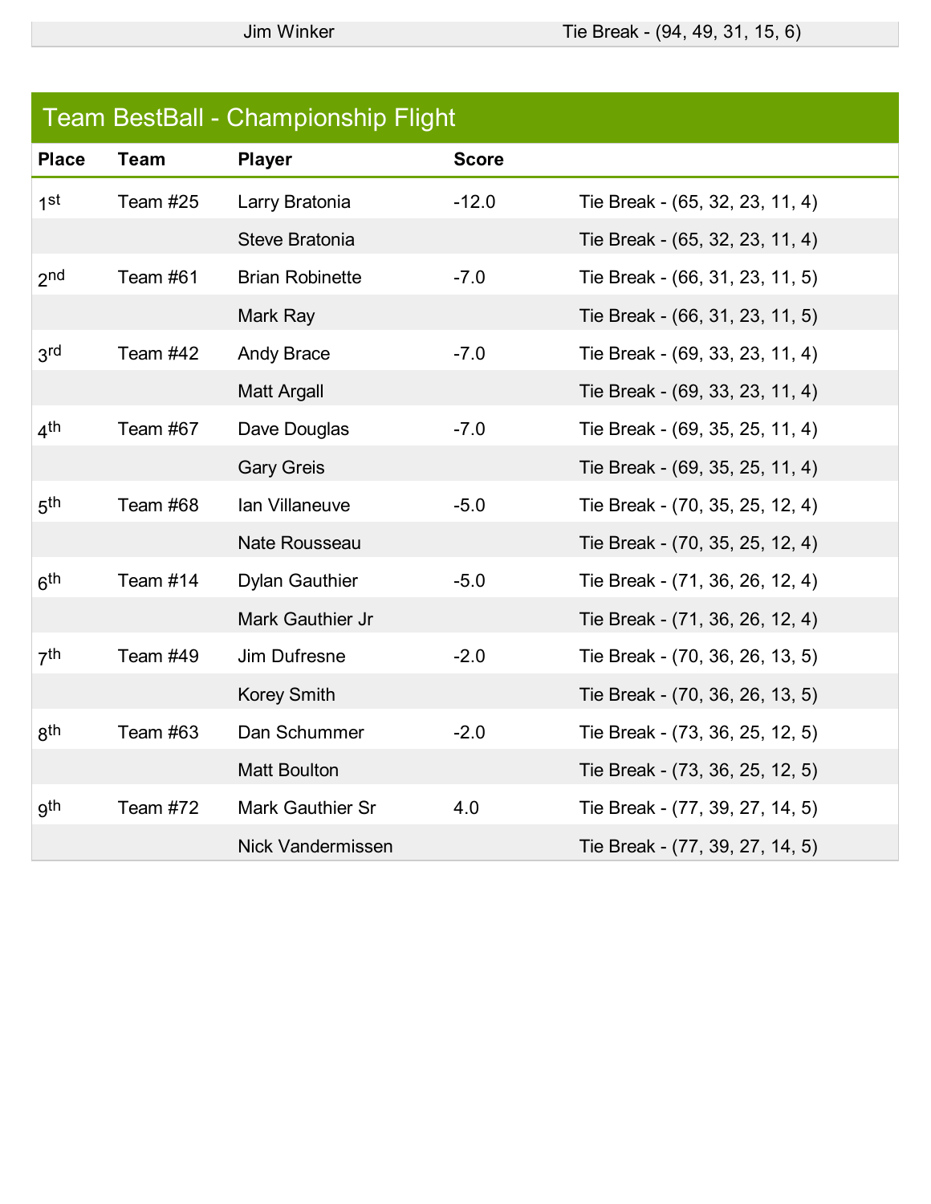| | | Jim Winker | | Tie Break - (94, 49, 31, 15, 6) |
|---|---|---|---|---|

## Team BestBall - Championship Flight

| Place | Team | Player | Score | |
|---|---|---|---|---|
| 1st | Team #25 | Larry Bratonia | -12.0 | Tie Break - (65, 32, 23, 11, 4) |
| | | Steve Bratonia | | Tie Break - (65, 32, 23, 11, 4) |
| 2nd | Team #61 | Brian Robinette | -7.0 | Tie Break - (66, 31, 23, 11, 5) |
| | | Mark Ray | | Tie Break - (66, 31, 23, 11, 5) |
| 3rd | Team #42 | Andy Brace | -7.0 | Tie Break - (69, 33, 23, 11, 4) |
| | | Matt Argall | | Tie Break - (69, 33, 23, 11, 4) |
| 4th | Team #67 | Dave Douglas | -7.0 | Tie Break - (69, 35, 25, 11, 4) |
| | | Gary Greis | | Tie Break - (69, 35, 25, 11, 4) |
| 5th | Team #68 | Ian Villaneuve | -5.0 | Tie Break - (70, 35, 25, 12, 4) |
| | | Nate Rousseau | | Tie Break - (70, 35, 25, 12, 4) |
| 6th | Team #14 | Dylan Gauthier | -5.0 | Tie Break - (71, 36, 26, 12, 4) |
| | | Mark Gauthier Jr | | Tie Break - (71, 36, 26, 12, 4) |
| 7th | Team #49 | Jim Dufresne | -2.0 | Tie Break - (70, 36, 26, 13, 5) |
| | | Korey Smith | | Tie Break - (70, 36, 26, 13, 5) |
| 8th | Team #63 | Dan Schummer | -2.0 | Tie Break - (73, 36, 25, 12, 5) |
| | | Matt Boulton | | Tie Break - (73, 36, 25, 12, 5) |
| 9th | Team #72 | Mark Gauthier Sr | 4.0 | Tie Break - (77, 39, 27, 14, 5) |
| | | Nick Vandermissen | | Tie Break - (77, 39, 27, 14, 5) |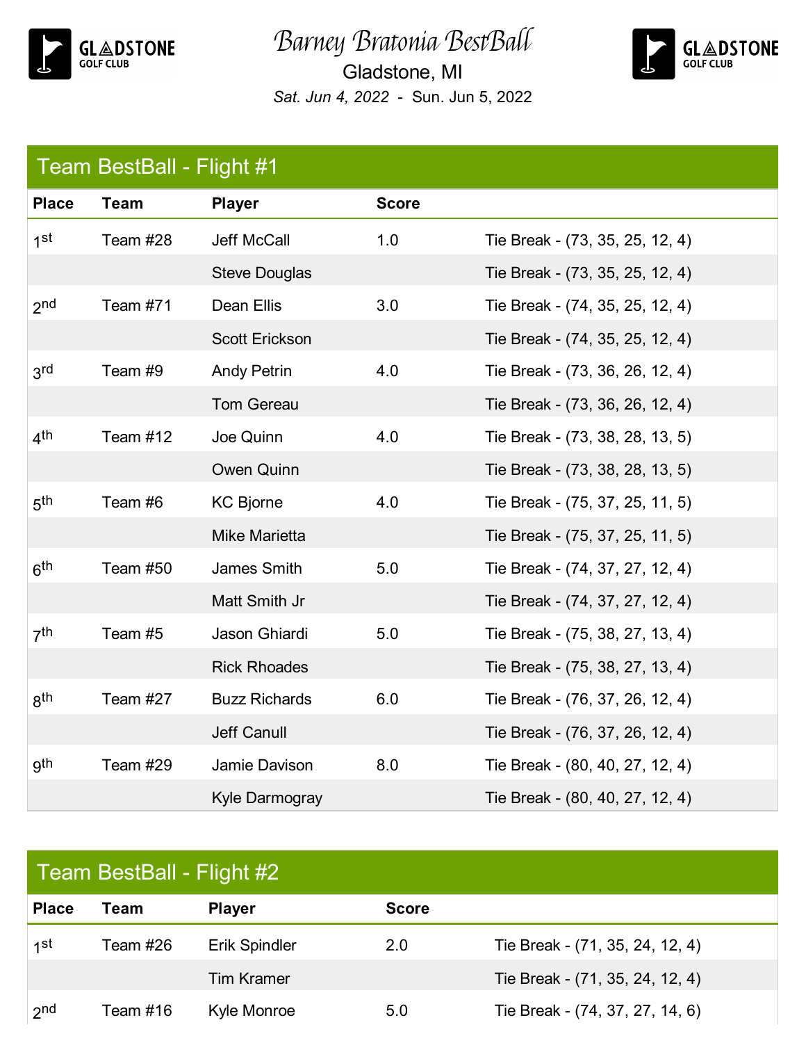# Barney Bratonia BestBall

Gladstone, MI

*Sat. Jun 4, 2022 - Sun. Jun 5, 2022*

## Team BestBall - Flight #1

| Place | Team | Player | Score | |
|---|---|---|---|---|
| 1st | Team #28 | Jeff McCall | 1.0 | Tie Break - (73, 35, 25, 12, 4) |
| | | Steve Douglas | | Tie Break - (73, 35, 25, 12, 4) |
| 2nd | Team #71 | Dean Ellis | 3.0 | Tie Break - (74, 35, 25, 12, 4) |
| | | Scott Erickson | | Tie Break - (74, 35, 25, 12, 4) |
| 3rd | Team #9 | Andy Petrin | 4.0 | Tie Break - (73, 36, 26, 12, 4) |
| | | Tom Gereau | | Tie Break - (73, 36, 26, 12, 4) |
| 4th | Team #12 | Joe Quinn | 4.0 | Tie Break - (73, 38, 28, 13, 5) |
| | | Owen Quinn | | Tie Break - (73, 38, 28, 13, 5) |
| 5th | Team #6 | KC Bjorne | 4.0 | Tie Break - (75, 37, 25, 11, 5) |
| | | Mike Marietta | | Tie Break - (75, 37, 25, 11, 5) |
| 6th | Team #50 | James Smith | 5.0 | Tie Break - (74, 37, 27, 12, 4) |
| | | Matt Smith Jr | | Tie Break - (74, 37, 27, 12, 4) |
| 7th | Team #5 | Jason Ghiardi | 5.0 | Tie Break - (75, 38, 27, 13, 4) |
| | | Rick Rhoades | | Tie Break - (75, 38, 27, 13, 4) |
| 8th | Team #27 | Buzz Richards | 6.0 | Tie Break - (76, 37, 26, 12, 4) |
| | | Jeff Canull | | Tie Break - (76, 37, 26, 12, 4) |
| 9th | Team #29 | Jamie Davison | 8.0 | Tie Break - (80, 40, 27, 12, 4) |
| | | Kyle Darmogray | | Tie Break - (80, 40, 27, 12, 4) |

## Team BestBall - Flight #2

| Place | Team | Player | Score | |
|---|---|---|---|---|
| 1st | Team #26 | Erik Spindler | 2.0 | Tie Break - (71, 35, 24, 12, 4) |
| | | Tim Kramer | | Tie Break - (71, 35, 24, 12, 4) |
| 2nd | Team #16 | Kyle Monroe | 5.0 | Tie Break - (74, 37, 27, 14, 6) |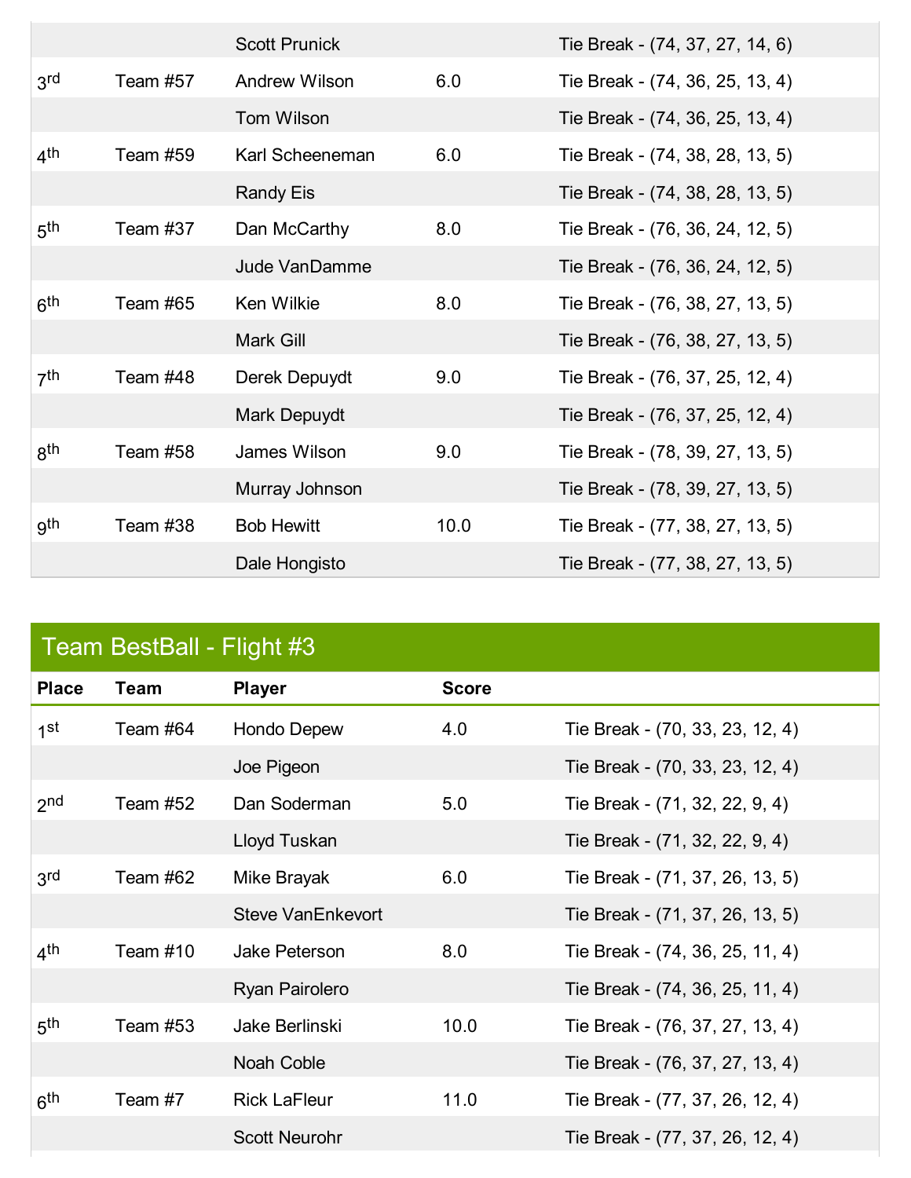| | | Scott Prunick | | Tie Break - (74, 37, 27, 14, 6) |
|---|---|---|---|---|
| 3rd | Team #57 | Andrew Wilson | 6.0 | Tie Break - (74, 36, 25, 13, 4) |
| | | Tom Wilson | | Tie Break - (74, 36, 25, 13, 4) |
| 4th | Team #59 | Karl Scheeneman | 6.0 | Tie Break - (74, 38, 28, 13, 5) |
| | | Randy Eis | | Tie Break - (74, 38, 28, 13, 5) |
| 5th | Team #37 | Dan McCarthy | 8.0 | Tie Break - (76, 36, 24, 12, 5) |
| | | Jude VanDamme | | Tie Break - (76, 36, 24, 12, 5) |
| 6th | Team #65 | Ken Wilkie | 8.0 | Tie Break - (76, 38, 27, 13, 5) |
| | | Mark Gill | | Tie Break - (76, 38, 27, 13, 5) |
| 7th | Team #48 | Derek Depuydt | 9.0 | Tie Break - (76, 37, 25, 12, 4) |
| | | Mark Depuydt | | Tie Break - (76, 37, 25, 12, 4) |
| 8th | Team #58 | James Wilson | 9.0 | Tie Break - (78, 39, 27, 13, 5) |
| | | Murray Johnson | | Tie Break - (78, 39, 27, 13, 5) |
| 9th | Team #38 | Bob Hewitt | 10.0 | Tie Break - (77, 38, 27, 13, 5) |
| | | Dale Hongisto | | Tie Break - (77, 38, 27, 13, 5) |

## Team BestBall - Flight #3

| Place | Team | Player | Score | |
|---|---|---|---|---|
| 1st | Team #64 | Hondo Depew | 4.0 | Tie Break - (70, 33, 23, 12, 4) |
| | | Joe Pigeon | | Tie Break - (70, 33, 23, 12, 4) |
| 2nd | Team #52 | Dan Soderman | 5.0 | Tie Break - (71, 32, 22, 9, 4) |
| | | Lloyd Tuskan | | Tie Break - (71, 32, 22, 9, 4) |
| 3rd | Team #62 | Mike Brayak | 6.0 | Tie Break - (71, 37, 26, 13, 5) |
| | | Steve VanEnkevort | | Tie Break - (71, 37, 26, 13, 5) |
| 4th | Team #10 | Jake Peterson | 8.0 | Tie Break - (74, 36, 25, 11, 4) |
| | | Ryan Pairolero | | Tie Break - (74, 36, 25, 11, 4) |
| 5th | Team #53 | Jake Berlinski | 10.0 | Tie Break - (76, 37, 27, 13, 4) |
| | | Noah Coble | | Tie Break - (76, 37, 27, 13, 4) |
| 6th | Team #7 | Rick LaFleur | 11.0 | Tie Break - (77, 37, 26, 12, 4) |
| | | Scott Neurohr | | Tie Break - (77, 37, 26, 12, 4) |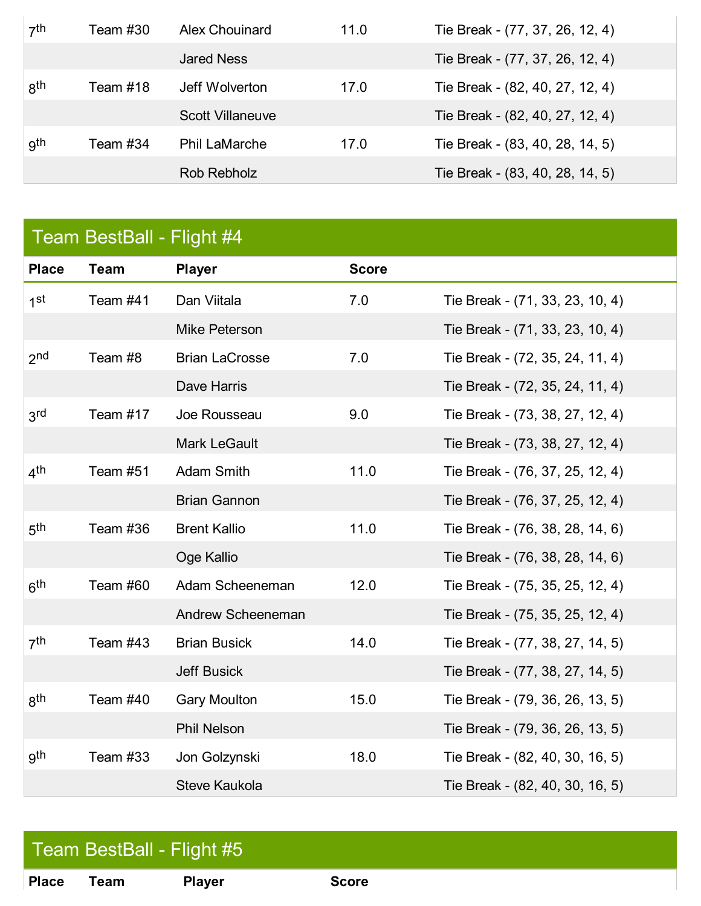| Place | Team | Player | Score | |
|---|---|---|---|---|
| 7th | Team #30 | Alex Chouinard | 11.0 | Tie Break - (77, 37, 26, 12, 4) |
| | | Jared Ness | | Tie Break - (77, 37, 26, 12, 4) |
| 8th | Team #18 | Jeff Wolverton | 17.0 | Tie Break - (82, 40, 27, 12, 4) |
| | | Scott Villaneuve | | Tie Break - (82, 40, 27, 12, 4) |
| 9th | Team #34 | Phil LaMarche | 17.0 | Tie Break - (83, 40, 28, 14, 5) |
| | | Rob Rebholz | | Tie Break - (83, 40, 28, 14, 5) |

## Team BestBall - Flight #4

| Place | Team | Player | Score | |
|---|---|---|---|---|
| 1st | Team #41 | Dan Viitala | 7.0 | Tie Break - (71, 33, 23, 10, 4) |
| | | Mike Peterson | | Tie Break - (71, 33, 23, 10, 4) |
| 2nd | Team #8 | Brian LaCrosse | 7.0 | Tie Break - (72, 35, 24, 11, 4) |
| | | Dave Harris | | Tie Break - (72, 35, 24, 11, 4) |
| 3rd | Team #17 | Joe Rousseau | 9.0 | Tie Break - (73, 38, 27, 12, 4) |
| | | Mark LeGault | | Tie Break - (73, 38, 27, 12, 4) |
| 4th | Team #51 | Adam Smith | 11.0 | Tie Break - (76, 37, 25, 12, 4) |
| | | Brian Gannon | | Tie Break - (76, 37, 25, 12, 4) |
| 5th | Team #36 | Brent Kallio | 11.0 | Tie Break - (76, 38, 28, 14, 6) |
| | | Oge Kallio | | Tie Break - (76, 38, 28, 14, 6) |
| 6th | Team #60 | Adam Scheeneman | 12.0 | Tie Break - (75, 35, 25, 12, 4) |
| | | Andrew Scheeneman | | Tie Break - (75, 35, 25, 12, 4) |
| 7th | Team #43 | Brian Busick | 14.0 | Tie Break - (77, 38, 27, 14, 5) |
| | | Jeff Busick | | Tie Break - (77, 38, 27, 14, 5) |
| 8th | Team #40 | Gary Moulton | 15.0 | Tie Break - (79, 36, 26, 13, 5) |
| | | Phil Nelson | | Tie Break - (79, 36, 26, 13, 5) |
| 9th | Team #33 | Jon Golzynski | 18.0 | Tie Break - (82, 40, 30, 16, 5) |
| | | Steve Kaukola | | Tie Break - (82, 40, 30, 16, 5) |

## Team BestBall - Flight #5

| Place | Team | Player | Score |
|---|---|---|---|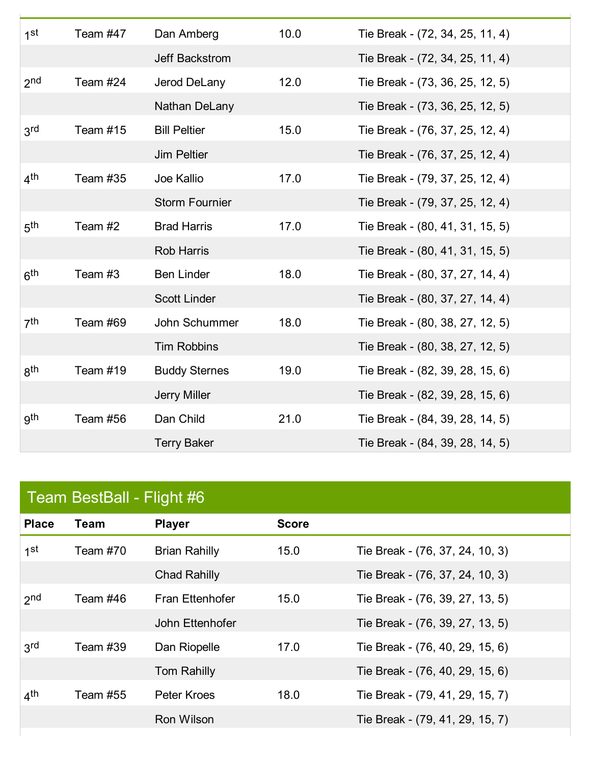| | | | | |
|---|---|---|---|---|
| 1st | Team #47 | Dan Amberg | 10.0 | Tie Break - (72, 34, 25, 11, 4) |
| | | Jeff Backstrom | | Tie Break - (72, 34, 25, 11, 4) |
| 2nd | Team #24 | Jerod DeLany | 12.0 | Tie Break - (73, 36, 25, 12, 5) |
| | | Nathan DeLany | | Tie Break - (73, 36, 25, 12, 5) |
| 3rd | Team #15 | Bill Peltier | 15.0 | Tie Break - (76, 37, 25, 12, 4) |
| | | Jim Peltier | | Tie Break - (76, 37, 25, 12, 4) |
| 4th | Team #35 | Joe Kallio | 17.0 | Tie Break - (79, 37, 25, 12, 4) |
| | | Storm Fournier | | Tie Break - (79, 37, 25, 12, 4) |
| 5th | Team #2 | Brad Harris | 17.0 | Tie Break - (80, 41, 31, 15, 5) |
| | | Rob Harris | | Tie Break - (80, 41, 31, 15, 5) |
| 6th | Team #3 | Ben Linder | 18.0 | Tie Break - (80, 37, 27, 14, 4) |
| | | Scott Linder | | Tie Break - (80, 37, 27, 14, 4) |
| 7th | Team #69 | John Schummer | 18.0 | Tie Break - (80, 38, 27, 12, 5) |
| | | Tim Robbins | | Tie Break - (80, 38, 27, 12, 5) |
| 8th | Team #19 | Buddy Sternes | 19.0 | Tie Break - (82, 39, 28, 15, 6) |
| | | Jerry Miller | | Tie Break - (82, 39, 28, 15, 6) |
| 9th | Team #56 | Dan Child | 21.0 | Tie Break - (84, 39, 28, 14, 5) |
| | | Terry Baker | | Tie Break - (84, 39, 28, 14, 5) |

## Team BestBall - Flight #6

| Place | Team | Player | Score | |
|---|---|---|---|---|
| 1st | Team #70 | Brian Rahilly | 15.0 | Tie Break - (76, 37, 24, 10, 3) |
| | | Chad Rahilly | | Tie Break - (76, 37, 24, 10, 3) |
| 2nd | Team #46 | Fran Ettenhofer | 15.0 | Tie Break - (76, 39, 27, 13, 5) |
| | | John Ettenhofer | | Tie Break - (76, 39, 27, 13, 5) |
| 3rd | Team #39 | Dan Riopelle | 17.0 | Tie Break - (76, 40, 29, 15, 6) |
| | | Tom Rahilly | | Tie Break - (76, 40, 29, 15, 6) |
| 4th | Team #55 | Peter Kroes | 18.0 | Tie Break - (79, 41, 29, 15, 7) |
| | | Ron Wilson | | Tie Break - (79, 41, 29, 15, 7) |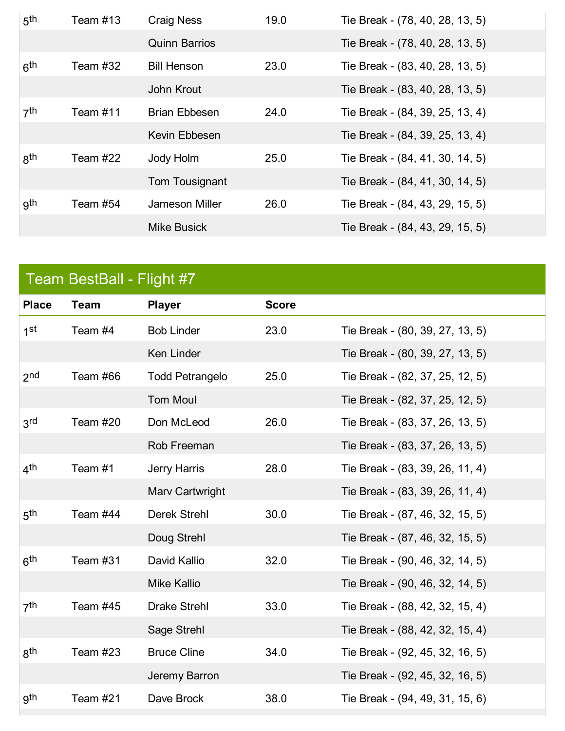| | | | | |
|---|---|---|---|---|
| 5th | Team #13 | Craig Ness | 19.0 | Tie Break - (78, 40, 28, 13, 5) |
| | | Quinn Barrios | | Tie Break - (78, 40, 28, 13, 5) |
| 6th | Team #32 | Bill Henson | 23.0 | Tie Break - (83, 40, 28, 13, 5) |
| | | John Krout | | Tie Break - (83, 40, 28, 13, 5) |
| 7th | Team #11 | Brian Ebbesen | 24.0 | Tie Break - (84, 39, 25, 13, 4) |
| | | Kevin Ebbesen | | Tie Break - (84, 39, 25, 13, 4) |
| 8th | Team #22 | Jody Holm | 25.0 | Tie Break - (84, 41, 30, 14, 5) |
| | | Tom Tousignant | | Tie Break - (84, 41, 30, 14, 5) |
| 9th | Team #54 | Jameson Miller | 26.0 | Tie Break - (84, 43, 29, 15, 5) |
| | | Mike Busick | | Tie Break - (84, 43, 29, 15, 5) |

## Team BestBall - Flight #7

| Place | Team | Player | Score | |
|---|---|---|---|---|
| 1st | Team #4 | Bob Linder | 23.0 | Tie Break - (80, 39, 27, 13, 5) |
| | | Ken Linder | | Tie Break - (80, 39, 27, 13, 5) |
| 2nd | Team #66 | Todd Petrangelo | 25.0 | Tie Break - (82, 37, 25, 12, 5) |
| | | Tom Moul | | Tie Break - (82, 37, 25, 12, 5) |
| 3rd | Team #20 | Don McLeod | 26.0 | Tie Break - (83, 37, 26, 13, 5) |
| | | Rob Freeman | | Tie Break - (83, 37, 26, 13, 5) |
| 4th | Team #1 | Jerry Harris | 28.0 | Tie Break - (83, 39, 26, 11, 4) |
| | | Marv Cartwright | | Tie Break - (83, 39, 26, 11, 4) |
| 5th | Team #44 | Derek Strehl | 30.0 | Tie Break - (87, 46, 32, 15, 5) |
| | | Doug Strehl | | Tie Break - (87, 46, 32, 15, 5) |
| 6th | Team #31 | David Kallio | 32.0 | Tie Break - (90, 46, 32, 14, 5) |
| | | Mike Kallio | | Tie Break - (90, 46, 32, 14, 5) |
| 7th | Team #45 | Drake Strehl | 33.0 | Tie Break - (88, 42, 32, 15, 4) |
| | | Sage Strehl | | Tie Break - (88, 42, 32, 15, 4) |
| 8th | Team #23 | Bruce Cline | 34.0 | Tie Break - (92, 45, 32, 16, 5) |
| | | Jeremy Barron | | Tie Break - (92, 45, 32, 16, 5) |
| 9th | Team #21 | Dave Brock | 38.0 | Tie Break - (94, 49, 31, 15, 6) |